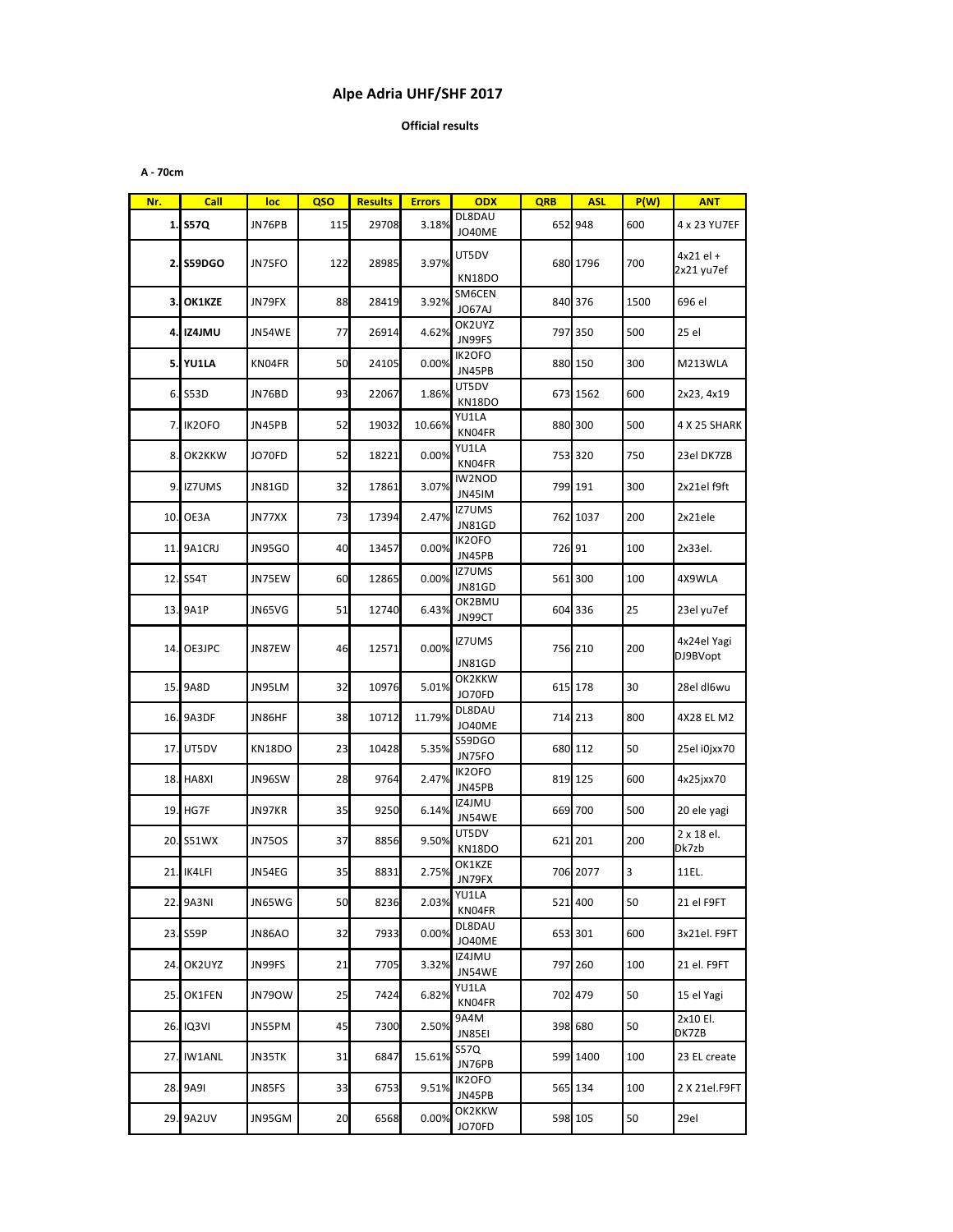# Alpe Adria UHF/SHF 2017

**Official results**

**A - 70cm**

| Nr. | Call | loc | QSO | Results | Errors | ODX | QRB | ASL | P(W) | ANT |
|---|---|---|---|---|---|---|---|---|---|---|
| **1.** | **S57Q** | JN76PB | 115 | 29708 | 3.18% | DL8DAU JO40ME | 652 | 948 | 600 | 4 x 23 YU7EF |
| **2.** | **S59DGO** | JN75FO | 122 | 28985 | 3.97% | UT5DV KN18DO | 680 | 1796 | 700 | 4x21 el + 2x21 yu7ef |
| **3.** | **OK1KZE** | JN79FX | 88 | 28419 | 3.92% | SM6CEN JO67AJ | 840 | 376 | 1500 | 696 el |
| **4.** | **IZ4JMU** | JN54WE | 77 | 26914 | 4.62% | OK2UYZ JN99FS | 797 | 350 | 500 | 25 el |
| **5.** | **YU1LA** | KN04FR | 50 | 24105 | 0.00% | IK2OFO JN45PB | 880 | 150 | 300 | M213WLA |
| 6. | S53D | JN76BD | 93 | 22067 | 1.86% | UT5DV KN18DO | 673 | 1562 | 600 | 2x23, 4x19 |
| 7. | IK2OFO | JN45PB | 52 | 19032 | 10.66% | YU1LA KN04FR | 880 | 300 | 500 | 4 X 25 SHARK |
| 8. | OK2KKW | JO70FD | 52 | 18221 | 0.00% | YU1LA KN04FR | 753 | 320 | 750 | 23el DK7ZB |
| 9. | IZ7UMS | JN81GD | 32 | 17861 | 3.07% | IW2NOD JN45IM | 799 | 191 | 300 | 2x21el f9ft |
| 10. | OE3A | JN77XX | 73 | 17394 | 2.47% | IZ7UMS JN81GD | 762 | 1037 | 200 | 2x21ele |
| 11. | 9A1CRJ | JN95GO | 40 | 13457 | 0.00% | IK2OFO JN45PB | 726 | 91 | 100 | 2x33el. |
| 12. | S54T | JN75EW | 60 | 12865 | 0.00% | IZ7UMS JN81GD | 561 | 300 | 100 | 4X9WLA |
| 13. | 9A1P | JN65VG | 51 | 12740 | 6.43% | OK2BMU JN99CT | 604 | 336 | 25 | 23el yu7ef |
| 14. | OE3JPC | JN87EW | 46 | 12571 | 0.00% | IZ7UMS JN81GD | 756 | 210 | 200 | 4x24el Yagi DJ9BVopt |
| 15. | 9A8D | JN95LM | 32 | 10976 | 5.01% | OK2KKW JO70FD | 615 | 178 | 30 | 28el dl6wu |
| 16. | 9A3DF | JN86HF | 38 | 10712 | 11.79% | DL8DAU JO40ME | 714 | 213 | 800 | 4X28 EL M2 |
| 17. | UT5DV | KN18DO | 23 | 10428 | 5.35% | S59DGO JN75FO | 680 | 112 | 50 | 25el i0jxx70 |
| 18. | HA8XI | JN96SW | 28 | 9764 | 2.47% | IK2OFO JN45PB | 819 | 125 | 600 | 4x25jxx70 |
| 19. | HG7F | JN97KR | 35 | 9250 | 6.14% | IZ4JMU JN54WE | 669 | 700 | 500 | 20 ele yagi |
| 20. | S51WX | JN75OS | 37 | 8856 | 9.50% | UT5DV KN18DO | 621 | 201 | 200 | 2 x 18 el. Dk7zb |
| 21. | IK4LFI | JN54EG | 35 | 8831 | 2.75% | OK1KZE JN79FX | 706 | 2077 | 3 | 11EL. |
| 22. | 9A3NI | JN65WG | 50 | 8236 | 2.03% | YU1LA KN04FR | 521 | 400 | 50 | 21 el F9FT |
| 23. | S59P | JN86AO | 32 | 7933 | 0.00% | DL8DAU JO40ME | 653 | 301 | 600 | 3x21el. F9FT |
| 24. | OK2UYZ | JN99FS | 21 | 7705 | 3.32% | IZ4JMU JN54WE | 797 | 260 | 100 | 21 el. F9FT |
| 25. | OK1FEN | JN79OW | 25 | 7424 | 6.82% | YU1LA KN04FR | 702 | 479 | 50 | 15 el Yagi |
| 26. | IQ3VI | JN55PM | 45 | 7300 | 2.50% | 9A4M JN85EI | 398 | 680 | 50 | 2x10 El. DK7ZB |
| 27. | IW1ANL | JN35TK | 31 | 6847 | 15.61% | S57Q JN76PB | 599 | 1400 | 100 | 23 EL create |
| 28. | 9A9I | JN85FS | 33 | 6753 | 9.51% | IK2OFO JN45PB | 565 | 134 | 100 | 2 X 21el.F9FT |
| 29. | 9A2UV | JN95GM | 20 | 6568 | 0.00% | OK2KKW JO70FD | 598 | 105 | 50 | 29el |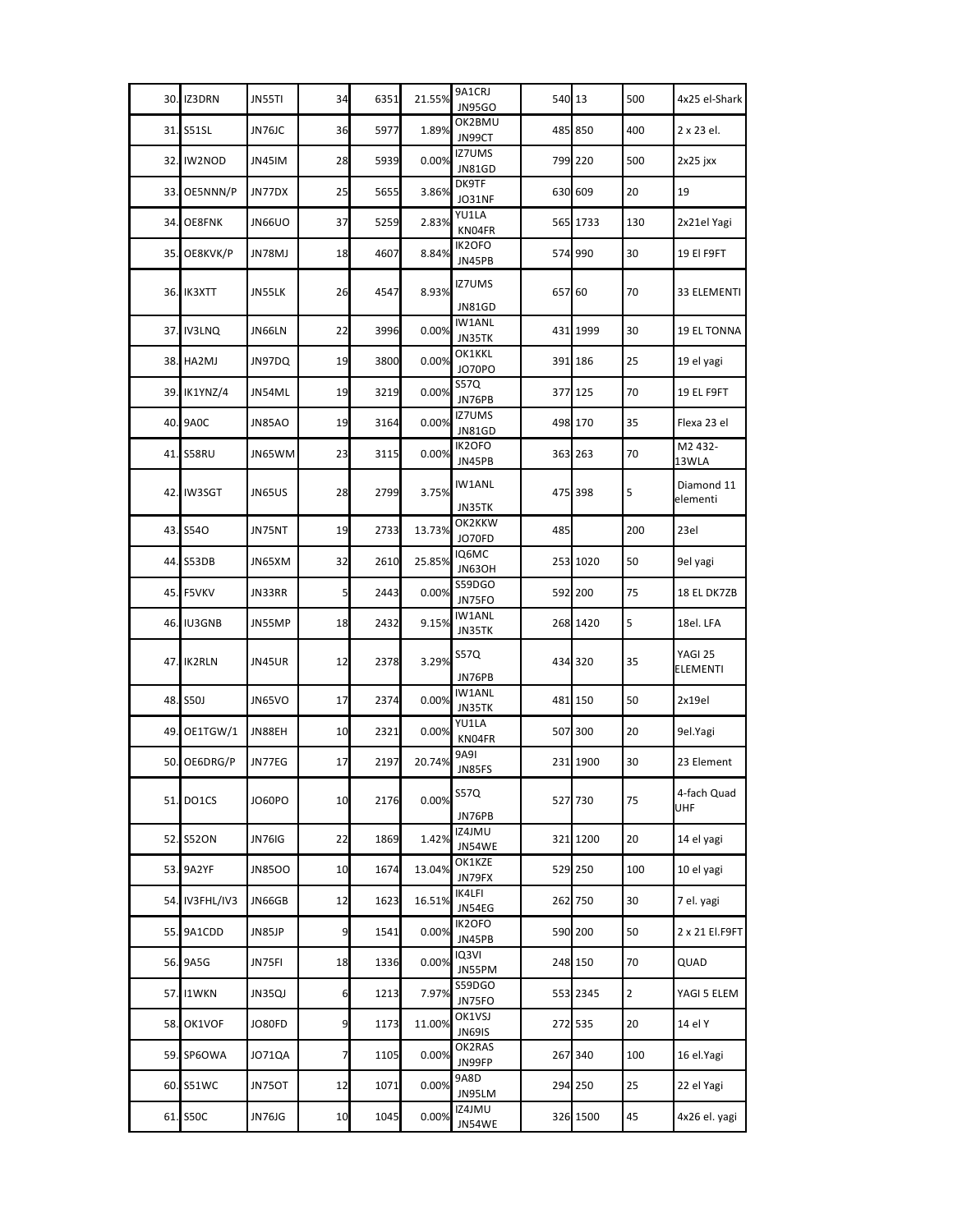| | | | | | | | | | | |
|---|---|---|---|---|---|---|---|---|---|---|
| 30. | IZ3DRN | JN55TI | 34 | 6351 | 21.55% | 9A1CRJ JN95GO | 540 | 13 | 500 | 4x25 el-Shark |
| 31. | S51SL | JN76JC | 36 | 5977 | 1.89% | OK2BMU JN99CT | 485 | 850 | 400 | 2 x 23 el. |
| 32. | IW2NOD | JN45IM | 28 | 5939 | 0.00% | IZ7UMS JN81GD | 799 | 220 | 500 | 2x25 jxx |
| 33. | OE5NNN/P | JN77DX | 25 | 5655 | 3.86% | DK9TF JO31NF | 630 | 609 | 20 | 19 |
| 34. | OE8FNK | JN66UO | 37 | 5259 | 2.83% | YU1LA KN04FR | 565 | 1733 | 130 | 2x21el Yagi |
| 35. | OE8KVK/P | JN78MJ | 18 | 4607 | 8.84% | IK2OFO JN45PB | 574 | 990 | 30 | 19 El F9FT |
| 36. | IK3XTT | JN55LK | 26 | 4547 | 8.93% | IZ7UMS JN81GD | 657 | 60 | 70 | 33 ELEMENTI |
| 37. | IV3LNQ | JN66LN | 22 | 3996 | 0.00% | IW1ANL JN35TK | 431 | 1999 | 30 | 19 EL TONNA |
| 38. | HA2MJ | JN97DQ | 19 | 3800 | 0.00% | OK1KKL JO70PO | 391 | 186 | 25 | 19 el yagi |
| 39. | IK1YNZ/4 | JN54ML | 19 | 3219 | 0.00% | S57Q JN76PB | 377 | 125 | 70 | 19 EL F9FT |
| 40. | 9A0C | JN85AO | 19 | 3164 | 0.00% | IZ7UMS JN81GD | 498 | 170 | 35 | Flexa 23 el |
| 41. | S58RU | JN65WM | 23 | 3115 | 0.00% | IK2OFO JN45PB | 363 | 263 | 70 | M2 432-13WLA |
| 42. | IW3SGT | JN65US | 28 | 2799 | 3.75% | IW1ANL JN35TK | 475 | 398 | 5 | Diamond 11 elementi |
| 43. | S54O | JN75NT | 19 | 2733 | 13.73% | OK2KKW JO70FD | 485 | | 200 | 23el |
| 44. | S53DB | JN65XM | 32 | 2610 | 25.85% | IQ6MC JN63OH | 253 | 1020 | 50 | 9el yagi |
| 45. | F5VKV | JN33RR | 5 | 2443 | 0.00% | S59DGO JN75FO | 592 | 200 | 75 | 18 EL DK7ZB |
| 46. | IU3GNB | JN55MP | 18 | 2432 | 9.15% | IW1ANL JN35TK | 268 | 1420 | 5 | 18el. LFA |
| 47. | IK2RLN | JN45UR | 12 | 2378 | 3.29% | S57Q JN76PB | 434 | 320 | 35 | YAGI 25 ELEMENTI |
| 48. | S50J | JN65VO | 17 | 2374 | 0.00% | IW1ANL JN35TK | 481 | 150 | 50 | 2x19el |
| 49. | OE1TGW/1 | JN88EH | 10 | 2321 | 0.00% | YU1LA KN04FR | 507 | 300 | 20 | 9el.Yagi |
| 50. | OE6DRG/P | JN77EG | 17 | 2197 | 20.74% | 9A9I JN85FS | 231 | 1900 | 30 | 23 Element |
| 51. | DO1CS | JO60PO | 10 | 2176 | 0.00% | S57Q JN76PB | 527 | 730 | 75 | 4-fach Quad UHF |
| 52. | S52ON | JN76IG | 22 | 1869 | 1.42% | IZ4JMU JN54WE | 321 | 1200 | 20 | 14 el yagi |
| 53. | 9A2YF | JN85OO | 10 | 1674 | 13.04% | OK1KZE JN79FX | 529 | 250 | 100 | 10 el yagi |
| 54. | IV3FHL/IV3 | JN66GB | 12 | 1623 | 16.51% | IK4LFI JN54EG | 262 | 750 | 30 | 7 el. yagi |
| 55. | 9A1CDD | JN85JP | 9 | 1541 | 0.00% | IK2OFO JN45PB | 590 | 200 | 50 | 2 x 21 El.F9FT |
| 56. | 9A5G | JN75FI | 18 | 1336 | 0.00% | IQ3VI JN55PM | 248 | 150 | 70 | QUAD |
| 57. | I1WKN | JN35QJ | 6 | 1213 | 7.97% | S59DGO JN75FO | 553 | 2345 | 2 | YAGI 5 ELEM |
| 58. | OK1VOF | JO80FD | 9 | 1173 | 11.00% | OK1VSJ JN69IS | 272 | 535 | 20 | 14 el Y |
| 59. | SP6OWA | JO71QA | 7 | 1105 | 0.00% | OK2RAS JN99FP | 267 | 340 | 100 | 16 el.Yagi |
| 60. | S51WC | JN75OT | 12 | 1071 | 0.00% | 9A8D JN95LM | 294 | 250 | 25 | 22 el Yagi |
| 61. | S50C | JN76JG | 10 | 1045 | 0.00% | IZ4JMU JN54WE | 326 | 1500 | 45 | 4x26 el. yagi |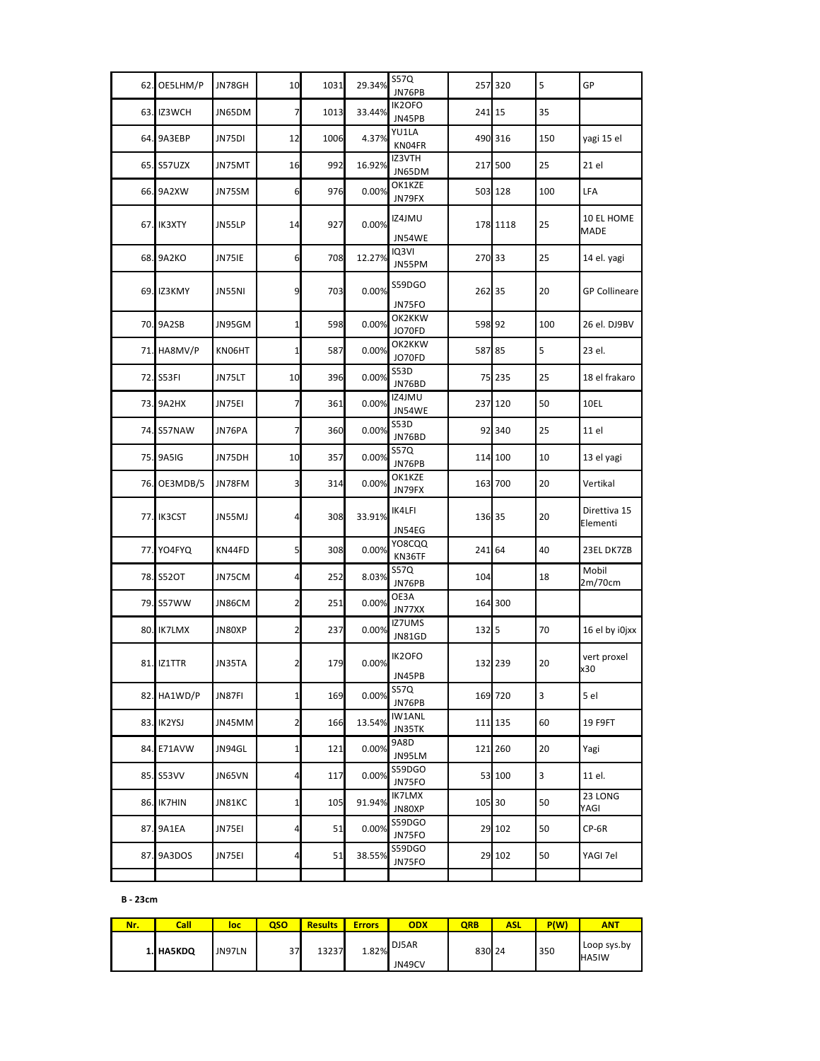| 62. | OE5LHM/P | JN78GH | 10 | 1031 | 29.34% | S57Q JN76PB | 257 | 320 | 5 | GP |
|---|---|---|---|---|---|---|---|---|---|---|
| 63. | IZ3WCH | JN65DM | 7 | 1013 | 33.44% | IK2OFO JN45PB | 241 | 15 | 35 | |
| 64. | 9A3EBP | JN75DI | 12 | 1006 | 4.37% | YU1LA KN04FR | 490 | 316 | 150 | yagi 15 el |
| 65. | S57UZX | JN75MT | 16 | 992 | 16.92% | IZ3VTH JN65DM | 217 | 500 | 25 | 21 el |
| 66. | 9A2XW | JN75SM | 6 | 976 | 0.00% | OK1KZE JN79FX | 503 | 128 | 100 | LFA |
| 67. | IK3XTY | JN55LP | 14 | 927 | 0.00% | IZ4JMU JN54WE | 178 | 1118 | 25 | 10 EL HOME MADE |
| 68. | 9A2KO | JN75IE | 6 | 708 | 12.27% | IQ3VI JN55PM | 270 | 33 | 25 | 14 el. yagi |
| 69. | IZ3KMY | JN55NI | 9 | 703 | 0.00% | S59DGO JN75FO | 262 | 35 | 20 | GP Collineare |
| 70. | 9A2SB | JN95GM | 1 | 598 | 0.00% | OK2KKW JO70FD | 598 | 92 | 100 | 26 el. DJ9BV |
| 71. | HA8MV/P | KN06HT | 1 | 587 | 0.00% | OK2KKW JO70FD | 587 | 85 | 5 | 23 el. |
| 72. | S53FI | JN75LT | 10 | 396 | 0.00% | S53D JN76BD | 75 | 235 | 25 | 18 el frakaro |
| 73. | 9A2HX | JN75EI | 7 | 361 | 0.00% | IZ4JMU JN54WE | 237 | 120 | 50 | 10EL |
| 74. | S57NAW | JN76PA | 7 | 360 | 0.00% | S53D JN76BD | 92 | 340 | 25 | 11 el |
| 75. | 9A5IG | JN75DH | 10 | 357 | 0.00% | S57Q JN76PB | 114 | 100 | 10 | 13 el yagi |
| 76. | OE3MDB/5 | JN78FM | 3 | 314 | 0.00% | OK1KZE JN79FX | 163 | 700 | 20 | Vertikal |
| 77. | IK3CST | JN55MJ | 4 | 308 | 33.91% | IK4LFI JN54EG | 136 | 35 | 20 | Direttiva 15 Elementi |
| 77. | YO4FYQ | KN44FD | 5 | 308 | 0.00% | YO8CQQ KN36TF | 241 | 64 | 40 | 23EL DK7ZB |
| 78. | S52OT | JN75CM | 4 | 252 | 8.03% | S57Q JN76PB | 104 | | 18 | Mobil 2m/70cm |
| 79. | S57WW | JN86CM | 2 | 251 | 0.00% | OE3A JN77XX | 164 | 300 | | |
| 80. | IK7LMX | JN80XP | 2 | 237 | 0.00% | IZ7UMS JN81GD | 132 | 5 | 70 | 16 el by i0jxx |
| 81. | IZ1TTR | JN35TA | 2 | 179 | 0.00% | IK2OFO JN45PB | 132 | 239 | 20 | vert proxel x30 |
| 82. | HA1WD/P | JN87FI | 1 | 169 | 0.00% | S57Q JN76PB | 169 | 720 | 3 | 5 el |
| 83. | IK2YSJ | JN45MM | 2 | 166 | 13.54% | IW1ANL JN35TK | 111 | 135 | 60 | 19 F9FT |
| 84. | E71AVW | JN94GL | 1 | 121 | 0.00% | 9A8D JN95LM | 121 | 260 | 20 | Yagi |
| 85. | S53VV | JN65VN | 4 | 117 | 0.00% | S59DGO JN75FO | 53 | 100 | 3 | 11 el. |
| 86. | IK7HIN | JN81KC | 1 | 105 | 91.94% | IK7LMX JN80XP | 105 | 30 | 50 | 23 LONG YAGI |
| 87. | 9A1EA | JN75EI | 4 | 51 | 0.00% | S59DGO JN75FO | 29 | 102 | 50 | CP-6R |
| 87. | 9A3DOS | JN75EI | 4 | 51 | 38.55% | S59DGO JN75FO | 29 | 102 | 50 | YAGI 7el |

**B - 23cm**

| Nr. | Call | loc | QSO | Results | Errors | ODX | QRB | ASL | P(W) | ANT |
|---|---|---|---|---|---|---|---|---|---|---|
| 1. | **HA5KDQ** | JN97LN | 37 | 13237 | 1.82% | DJ5AR JN49CV | 830 | 24 | 350 | Loop sys.by HA5IW |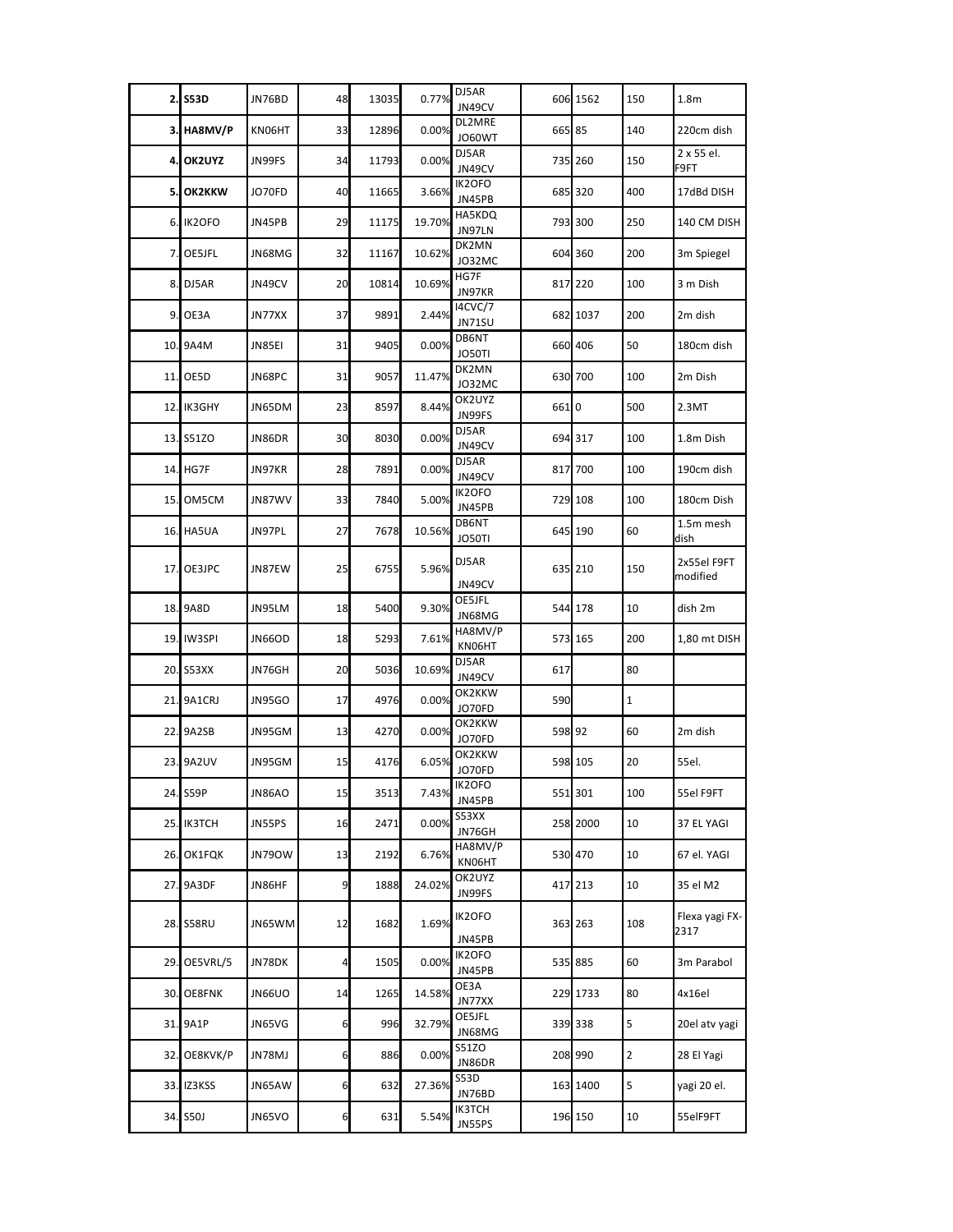| | | | | | | | | | | |
|---|---|---|---|---|---|---|---|---|---|---|
| **2.** | **S53D** | JN76BD | 48 | 13035 | 0.77% | DJ5AR JN49CV | 606 | 1562 | 150 | 1.8m |
| **3.** | **HA8MV/P** | KN06HT | 33 | 12896 | 0.00% | DL2MRE JO60WT | 665 | 85 | 140 | 220cm dish |
| **4.** | **OK2UYZ** | JN99FS | 34 | 11793 | 0.00% | DJ5AR JN49CV | 735 | 260 | 150 | 2 x 55 el. F9FT |
| **5.** | **OK2KKW** | JO70FD | 40 | 11665 | 3.66% | IK2OFO JN45PB | 685 | 320 | 400 | 17dBd DISH |
| 6. | IK2OFO | JN45PB | 29 | 11175 | 19.70% | HA5KDQ JN97LN | 793 | 300 | 250 | 140 CM DISH |
| 7. | OE5JFL | JN68MG | 32 | 11167 | 10.62% | DK2MN JO32MC | 604 | 360 | 200 | 3m Spiegel |
| 8. | DJ5AR | JN49CV | 20 | 10814 | 10.69% | HG7F JN97KR | 817 | 220 | 100 | 3 m Dish |
| 9. | OE3A | JN77XX | 37 | 9891 | 2.44% | I4CVC/7 JN71SU | 682 | 1037 | 200 | 2m dish |
| 10. | 9A4M | JN85EI | 31 | 9405 | 0.00% | DB6NT JO50TI | 660 | 406 | 50 | 180cm dish |
| 11. | OE5D | JN68PC | 31 | 9057 | 11.47% | DK2MN JO32MC | 630 | 700 | 100 | 2m Dish |
| 12. | IK3GHY | JN65DM | 23 | 8597 | 8.44% | OK2UYZ JN99FS | 661 | 0 | 500 | 2.3MT |
| 13. | S51ZO | JN86DR | 30 | 8030 | 0.00% | DJ5AR JN49CV | 694 | 317 | 100 | 1.8m Dish |
| 14. | HG7F | JN97KR | 28 | 7891 | 0.00% | DJ5AR JN49CV | 817 | 700 | 100 | 190cm dish |
| 15. | OM5CM | JN87WV | 33 | 7840 | 5.00% | IK2OFO JN45PB | 729 | 108 | 100 | 180cm Dish |
| 16. | HA5UA | JN97PL | 27 | 7678 | 10.56% | DB6NT JO50TI | 645 | 190 | 60 | 1.5m mesh dish |
| 17. | OE3JPC | JN87EW | 25 | 6755 | 5.96% | DJ5AR JN49CV | 635 | 210 | 150 | 2x55el F9FT modified |
| 18. | 9A8D | JN95LM | 18 | 5400 | 9.30% | OE5JFL JN68MG | 544 | 178 | 10 | dish 2m |
| 19. | IW3SPI | JN66OD | 18 | 5293 | 7.61% | HA8MV/P KN06HT | 573 | 165 | 200 | 1,80 mt DISH |
| 20. | S53XX | JN76GH | 20 | 5036 | 10.69% | DJ5AR JN49CV | 617 | | 80 | |
| 21. | 9A1CRJ | JN95GO | 17 | 4976 | 0.00% | OK2KKW JO70FD | 590 | | 1 | |
| 22. | 9A2SB | JN95GM | 13 | 4270 | 0.00% | OK2KKW JO70FD | 598 | 92 | 60 | 2m dish |
| 23. | 9A2UV | JN95GM | 15 | 4176 | 6.05% | OK2KKW JO70FD | 598 | 105 | 20 | 55el. |
| 24. | S59P | JN86AO | 15 | 3513 | 7.43% | IK2OFO JN45PB | 551 | 301 | 100 | 55el F9FT |
| 25. | IK3TCH | JN55PS | 16 | 2471 | 0.00% | S53XX JN76GH | 258 | 2000 | 10 | 37 EL YAGI |
| 26. | OK1FQK | JN79OW | 13 | 2192 | 6.76% | HA8MV/P KN06HT | 530 | 470 | 10 | 67 el. YAGI |
| 27. | 9A3DF | JN86HF | 9 | 1888 | 24.02% | OK2UYZ JN99FS | 417 | 213 | 10 | 35 el M2 |
| 28. | S58RU | JN65WM | 12 | 1682 | 1.69% | IK2OFO JN45PB | 363 | 263 | 108 | Flexa yagi FX-2317 |
| 29. | OE5VRL/5 | JN78DK | 4 | 1505 | 0.00% | IK2OFO JN45PB | 535 | 885 | 60 | 3m Parabol |
| 30. | OE8FNK | JN66UO | 14 | 1265 | 14.58% | OE3A JN77XX | 229 | 1733 | 80 | 4x16el |
| 31. | 9A1P | JN65VG | 6 | 996 | 32.79% | OE5JFL JN68MG | 339 | 338 | 5 | 20el atv yagi |
| 32. | OE8KVK/P | JN78MJ | 6 | 886 | 0.00% | S51ZO JN86DR | 208 | 990 | 2 | 28 El Yagi |
| 33. | IZ3KSS | JN65AW | 6 | 632 | 27.36% | S53D JN76BD | 163 | 1400 | 5 | yagi 20 el. |
| 34. | S50J | JN65VO | 6 | 631 | 5.54% | IK3TCH JN55PS | 196 | 150 | 10 | 55elF9FT |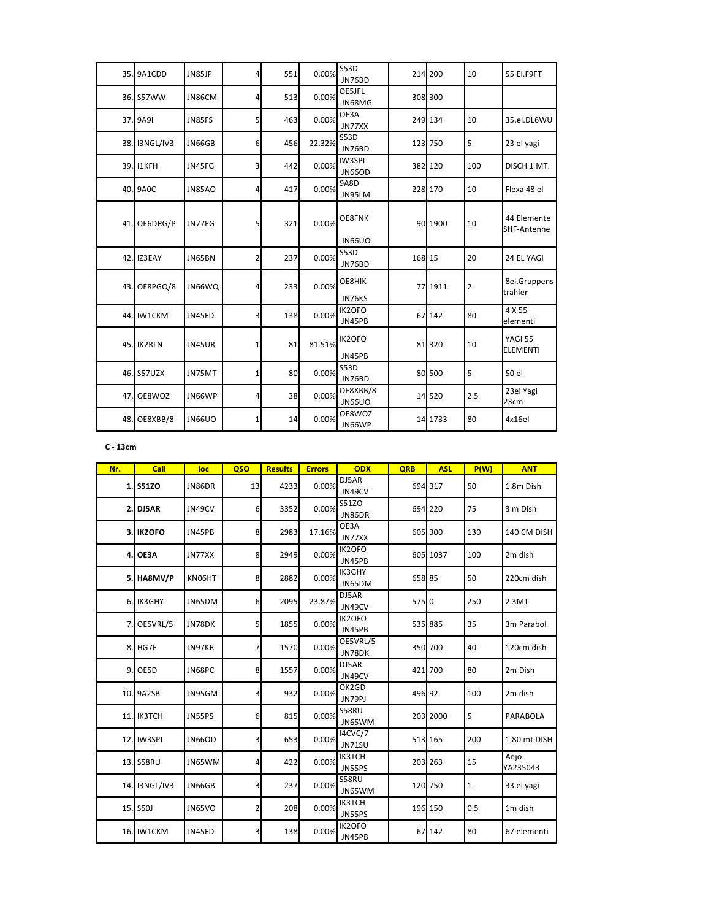| Nr. | Call | loc | QSO | Results | Errors | ODX | QRB | ASL | P(W) | ANT |
|---|---|---|---|---|---|---|---|---|---|---|
| 35. | 9A1CDD | JN85JP | 4 | 551 | 0.00% | S53D JN76BD | 214 | 200 | 10 | 55 El.F9FT |
| 36. | S57WW | JN86CM | 4 | 513 | 0.00% | OE5JFL JN68MG | 308 | 300 | | |
| 37. | 9A9I | JN85FS | 5 | 463 | 0.00% | OE3A JN77XX | 249 | 134 | 10 | 35.el.DL6WU |
| 38. | I3NGL/IV3 | JN66GB | 6 | 456 | 22.32% | S53D JN76BD | 123 | 750 | 5 | 23 el yagi |
| 39. | I1KFH | JN45FG | 3 | 442 | 0.00% | IW3SPI JN66OD | 382 | 120 | 100 | DISCH 1 MT. |
| 40. | 9A0C | JN85AO | 4 | 417 | 0.00% | 9A8D JN95LM | 228 | 170 | 10 | Flexa 48 el |
| 41. | OE6DRG/P | JN77EG | 5 | 321 | 0.00% | OE8FNK JN66UO | 90 | 1900 | 10 | 44 Elemente SHF-Antenne |
| 42. | IZ3EAY | JN65BN | 2 | 237 | 0.00% | S53D JN76BD | 168 | 15 | 20 | 24 EL YAGI |
| 43. | OE8PGQ/8 | JN66WQ | 4 | 233 | 0.00% | OE8HIK JN76KS | 77 | 1911 | 2 | 8el.Gruppens trahler |
| 44. | IW1CKM | JN45FD | 3 | 138 | 0.00% | IK2OFO JN45PB | 67 | 142 | 80 | 4 X 55 elementi |
| 45. | IK2RLN | JN45UR | 1 | 81 | 81.51% | IK2OFO JN45PB | 81 | 320 | 10 | YAGI 55 ELEMENTI |
| 46. | S57UZX | JN75MT | 1 | 80 | 0.00% | S53D JN76BD | 80 | 500 | 5 | 50 el |
| 47. | OE8WOZ | JN66WP | 4 | 38 | 0.00% | OE8XBB/8 JN66UO | 14 | 520 | 2.5 | 23el Yagi 23cm |
| 48. | OE8XBB/8 | JN66UO | 1 | 14 | 0.00% | OE8WOZ JN66WP | 14 | 1733 | 80 | 4x16el |

**C - 13cm**

| Nr. | Call | loc | QSO | Results | Errors | ODX | QRB | ASL | P(W) | ANT |
|---|---|---|---|---|---|---|---|---|---|---|
| 1. | **S51ZO** | JN86DR | 13 | 4233 | 0.00% | DJ5AR JN49CV | 694 | 317 | 50 | 1.8m Dish |
| 2. | **DJ5AR** | JN49CV | 6 | 3352 | 0.00% | S51ZO JN86DR | 694 | 220 | 75 | 3 m Dish |
| 3. | **IK2OFO** | JN45PB | 8 | 2983 | 17.16% | OE3A JN77XX | 605 | 300 | 130 | 140 CM DISH |
| 4. | **OE3A** | JN77XX | 8 | 2949 | 0.00% | IK2OFO JN45PB | 605 | 1037 | 100 | 2m dish |
| 5. | **HA8MV/P** | KN06HT | 8 | 2882 | 0.00% | IK3GHY JN65DM | 658 | 85 | 50 | 220cm dish |
| 6. | IK3GHY | JN65DM | 6 | 2095 | 23.87% | DJ5AR JN49CV | 575 | 0 | 250 | 2.3MT |
| 7. | OE5VRL/5 | JN78DK | 5 | 1855 | 0.00% | IK2OFO JN45PB | 535 | 885 | 35 | 3m Parabol |
| 8. | HG7F | JN97KR | 7 | 1570 | 0.00% | OE5VRL/5 JN78DK | 350 | 700 | 40 | 120cm dish |
| 9. | OE5D | JN68PC | 8 | 1557 | 0.00% | DJ5AR JN49CV | 421 | 700 | 80 | 2m Dish |
| 10. | 9A2SB | JN95GM | 3 | 932 | 0.00% | OK2GD JN79PJ | 496 | 92 | 100 | 2m dish |
| 11. | IK3TCH | JN55PS | 6 | 815 | 0.00% | S58RU JN65WM | 203 | 2000 | 5 | PARABOLA |
| 12. | IW3SPI | JN66OD | 3 | 653 | 0.00% | I4CVC/7 JN71SU | 513 | 165 | 200 | 1,80 mt DISH |
| 13. | S58RU | JN65WM | 4 | 422 | 0.00% | IK3TCH JN55PS | 203 | 263 | 15 | Anjo YA235043 |
| 14. | I3NGL/IV3 | JN66GB | 3 | 237 | 0.00% | S58RU JN65WM | 120 | 750 | 1 | 33 el yagi |
| 15. | S50J | JN65VO | 2 | 208 | 0.00% | IK3TCH JN55PS | 196 | 150 | 0.5 | 1m dish |
| 16. | IW1CKM | JN45FD | 3 | 138 | 0.00% | IK2OFO JN45PB | 67 | 142 | 80 | 67 elementi |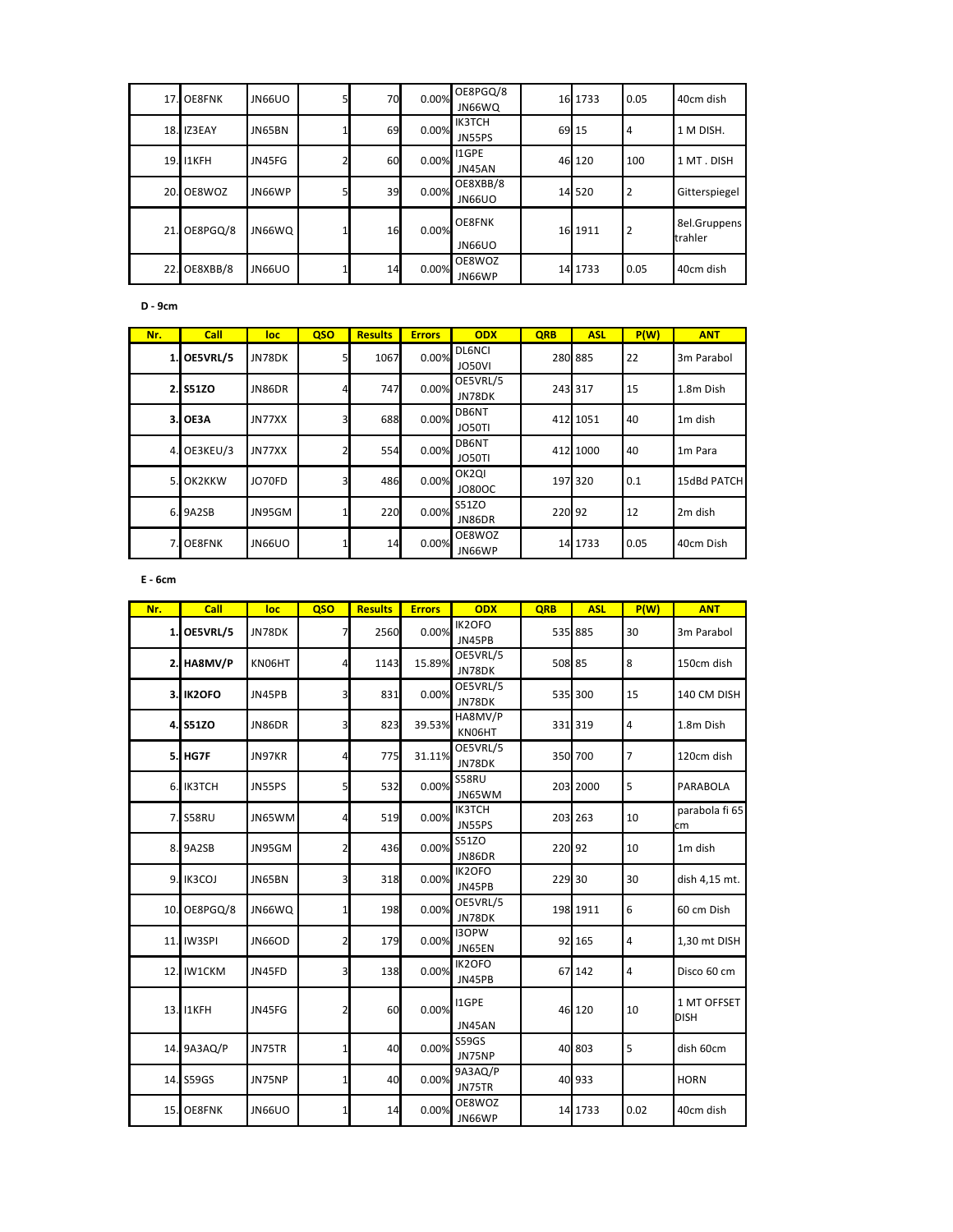| Nr. | Call | loc | QSO | Results | Errors | ODX | QRB | ASL | P(W) | ANT |
|---|---|---|---|---|---|---|---|---|---|---|
| 17. | OE8FNK | JN66UO | 5 | 70 | 0.00% | OE8PGQ/8 JN66WQ | 16 | 1733 | 0.05 | 40cm dish |
| 18. | IZ3EAY | JN65BN | 1 | 69 | 0.00% | IK3TCH JN55PS | 69 | 15 | 4 | 1 M DISH. |
| 19. | I1KFH | JN45FG | 2 | 60 | 0.00% | I1GPE JN45AN | 46 | 120 | 100 | 1 MT . DISH |
| 20. | OE8WOZ | JN66WP | 5 | 39 | 0.00% | OE8XBB/8 JN66UO | 14 | 520 | 2 | Gitterspiegel |
| 21. | OE8PGQ/8 | JN66WQ | 1 | 16 | 0.00% | OE8FNK JN66UO | 16 | 1911 | 2 | 8el.Gruppenstrahler |
| 22. | OE8XBB/8 | JN66UO | 1 | 14 | 0.00% | OE8WOZ JN66WP | 14 | 1733 | 0.05 | 40cm dish |

**D - 9cm**

| Nr. | Call | loc | QSO | Results | Errors | ODX | QRB | ASL | P(W) | ANT |
|---|---|---|---|---|---|---|---|---|---|---|
| 1. | **OE5VRL/5** | JN78DK | 5 | 1067 | 0.00% | DL6NCI JO50VI | 280 | 885 | 22 | 3m Parabol |
| 2. | **S51ZO** | JN86DR | 4 | 747 | 0.00% | OE5VRL/5 JN78DK | 243 | 317 | 15 | 1.8m Dish |
| 3. | **OE3A** | JN77XX | 3 | 688 | 0.00% | DB6NT JO50TI | 412 | 1051 | 40 | 1m dish |
| 4. | OE3KEU/3 | JN77XX | 2 | 554 | 0.00% | DB6NT JO50TI | 412 | 1000 | 40 | 1m Para |
| 5. | OK2KKW | JO70FD | 3 | 486 | 0.00% | OK2QI JO80OC | 197 | 320 | 0.1 | 15dBd PATCH |
| 6. | 9A2SB | JN95GM | 1 | 220 | 0.00% | S51ZO JN86DR | 220 | 92 | 12 | 2m dish |
| 7. | OE8FNK | JN66UO | 1 | 14 | 0.00% | OE8WOZ JN66WP | 14 | 1733 | 0.05 | 40cm Dish |

**E - 6cm**

| Nr. | Call | loc | QSO | Results | Errors | ODX | QRB | ASL | P(W) | ANT |
|---|---|---|---|---|---|---|---|---|---|---|
| 1. | **OE5VRL/5** | JN78DK | 7 | 2560 | 0.00% | IK2OFO JN45PB | 535 | 885 | 30 | 3m Parabol |
| 2. | **HA8MV/P** | KN06HT | 4 | 1143 | 15.89% | OE5VRL/5 JN78DK | 508 | 85 | 8 | 150cm dish |
| 3. | **IK2OFO** | JN45PB | 3 | 831 | 0.00% | OE5VRL/5 JN78DK | 535 | 300 | 15 | 140 CM DISH |
| 4. | **S51ZO** | JN86DR | 3 | 823 | 39.53% | HA8MV/P KN06HT | 331 | 319 | 4 | 1.8m Dish |
| 5. | **HG7F** | JN97KR | 4 | 775 | 31.11% | OE5VRL/5 JN78DK | 350 | 700 | 7 | 120cm dish |
| 6. | IK3TCH | JN55PS | 5 | 532 | 0.00% | S58RU JN65WM | 203 | 2000 | 5 | PARABOLA |
| 7. | S58RU | JN65WM | 4 | 519 | 0.00% | IK3TCH JN55PS | 203 | 263 | 10 | parabola fi 65 cm |
| 8. | 9A2SB | JN95GM | 2 | 436 | 0.00% | S51ZO JN86DR | 220 | 92 | 10 | 1m dish |
| 9. | IK3COJ | JN65BN | 3 | 318 | 0.00% | IK2OFO JN45PB | 229 | 30 | 30 | dish 4,15 mt. |
| 10. | OE8PGQ/8 | JN66WQ | 1 | 198 | 0.00% | OE5VRL/5 JN78DK | 198 | 1911 | 6 | 60 cm Dish |
| 11. | IW3SPI | JN66OD | 2 | 179 | 0.00% | I3OPW JN65EN | 92 | 165 | 4 | 1,30 mt DISH |
| 12. | IW1CKM | JN45FD | 3 | 138 | 0.00% | IK2OFO JN45PB | 67 | 142 | 4 | Disco 60 cm |
| 13. | I1KFH | JN45FG | 2 | 60 | 0.00% | I1GPE JN45AN | 46 | 120 | 10 | 1 MT OFFSET DISH |
| 14. | 9A3AQ/P | JN75TR | 1 | 40 | 0.00% | S59GS JN75NP | 40 | 803 | 5 | dish 60cm |
| 14. | S59GS | JN75NP | 1 | 40 | 0.00% | 9A3AQ/P JN75TR | 40 | 933 | | HORN |
| 15. | OE8FNK | JN66UO | 1 | 14 | 0.00% | OE8WOZ JN66WP | 14 | 1733 | 0.02 | 40cm dish |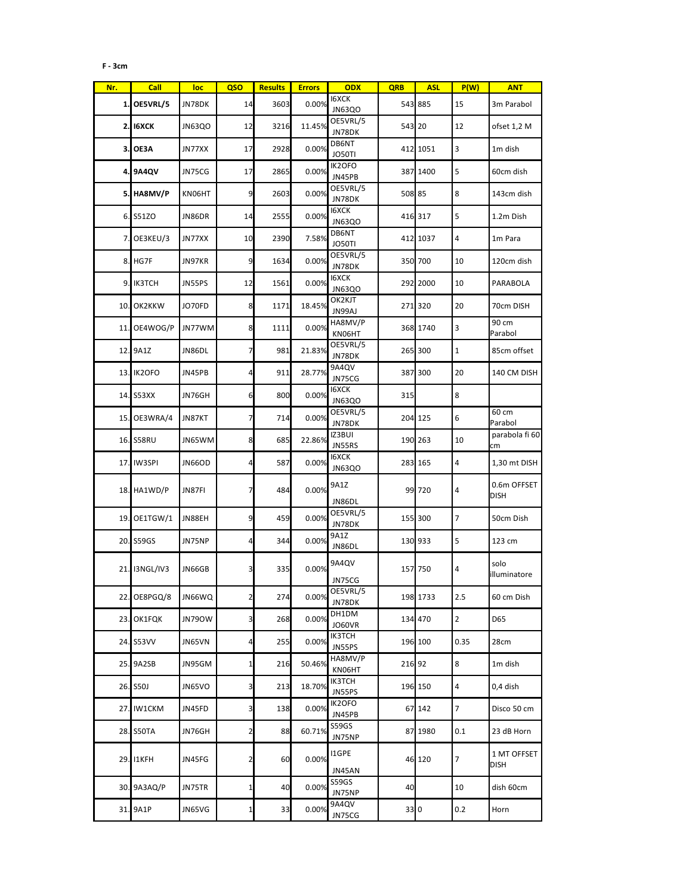**F - 3cm**

| Nr. | Call | loc | QSO | Results | Errors | ODX | QRB | ASL | P(W) | ANT |
|---|---|---|---|---|---|---|---|---|---|---|
| 1. | **OE5VRL/5** | JN78DK | 14 | 3603 | 0.00% | I6XCK JN63QO | 543 | 885 | 15 | 3m Parabol |
| 2. | **I6XCK** | JN63QO | 12 | 3216 | 11.45% | OE5VRL/5 JN78DK | 543 | 20 | 12 | ofset 1,2 M |
| 3. | **OE3A** | JN77XX | 17 | 2928 | 0.00% | DB6NT JO50TI | 412 | 1051 | 3 | 1m dish |
| 4. | **9A4QV** | JN75CG | 17 | 2865 | 0.00% | IK2OFO JN45PB | 387 | 1400 | 5 | 60cm dish |
| 5. | **HA8MV/P** | KN06HT | 9 | 2603 | 0.00% | OE5VRL/5 JN78DK | 508 | 85 | 8 | 143cm dish |
| 6. | S51ZO | JN86DR | 14 | 2555 | 0.00% | I6XCK JN63QO | 416 | 317 | 5 | 1.2m Dish |
| 7. | OE3KEU/3 | JN77XX | 10 | 2390 | 7.58% | DB6NT JO50TI | 412 | 1037 | 4 | 1m Para |
| 8. | HG7F | JN97KR | 9 | 1634 | 0.00% | OE5VRL/5 JN78DK | 350 | 700 | 10 | 120cm dish |
| 9. | IK3TCH | JN55PS | 12 | 1561 | 0.00% | I6XCK JN63QO | 292 | 2000 | 10 | PARABOLA |
| 10. | OK2KKW | JO70FD | 8 | 1171 | 18.45% | OK2KJT JN99AJ | 271 | 320 | 20 | 70cm DISH |
| 11. | OE4WOG/P | JN77WM | 8 | 1111 | 0.00% | HA8MV/P KN06HT | 368 | 1740 | 3 | 90 cm Parabol |
| 12. | 9A1Z | JN86DL | 7 | 981 | 21.83% | OE5VRL/5 JN78DK | 265 | 300 | 1 | 85cm offset |
| 13. | IK2OFO | JN45PB | 4 | 911 | 28.77% | 9A4QV JN75CG | 387 | 300 | 20 | 140 CM DISH |
| 14. | S53XX | JN76GH | 6 | 800 | 0.00% | I6XCK JN63QO | 315 | | 8 | |
| 15. | OE3WRA/4 | JN87KT | 7 | 714 | 0.00% | OE5VRL/5 JN78DK | 204 | 125 | 6 | 60 cm Parabol |
| 16. | S58RU | JN65WM | 8 | 685 | 22.86% | IZ3BUI JN55RS | 190 | 263 | 10 | parabola fi 60 cm |
| 17. | IW3SPI | JN66OD | 4 | 587 | 0.00% | I6XCK JN63QO | 283 | 165 | 4 | 1,30 mt DISH |
| 18. | HA1WD/P | JN87FI | 7 | 484 | 0.00% | 9A1Z JN86DL | 99 | 720 | 4 | 0.6m OFFSET DISH |
| 19. | OE1TGW/1 | JN88EH | 9 | 459 | 0.00% | OE5VRL/5 JN78DK | 155 | 300 | 7 | 50cm Dish |
| 20. | S59GS | JN75NP | 4 | 344 | 0.00% | 9A1Z JN86DL | 130 | 933 | 5 | 123 cm |
| 21. | I3NGL/IV3 | JN66GB | 3 | 335 | 0.00% | 9A4QV JN75CG | 157 | 750 | 4 | solo illuminatore |
| 22. | OE8PGQ/8 | JN66WQ | 2 | 274 | 0.00% | OE5VRL/5 JN78DK | 198 | 1733 | 2.5 | 60 cm Dish |
| 23. | OK1FQK | JN79OW | 3 | 268 | 0.00% | DH1DM JO60VR | 134 | 470 | 2 | D65 |
| 24. | S53VV | JN65VN | 4 | 255 | 0.00% | IK3TCH JN55PS | 196 | 100 | 0.35 | 28cm |
| 25. | 9A2SB | JN95GM | 1 | 216 | 50.46% | HA8MV/P KN06HT | 216 | 92 | 8 | 1m dish |
| 26. | S50J | JN65VO | 3 | 213 | 18.70% | IK3TCH JN55PS | 196 | 150 | 4 | 0,4 dish |
| 27. | IW1CKM | JN45FD | 3 | 138 | 0.00% | IK2OFO JN45PB | 67 | 142 | 7 | Disco 50 cm |
| 28. | S50TA | JN76GH | 2 | 88 | 60.71% | S59GS JN75NP | 87 | 1980 | 0.1 | 23 dB Horn |
| 29. | I1KFH | JN45FG | 2 | 60 | 0.00% | I1GPE JN45AN | 46 | 120 | 7 | 1 MT OFFSET DISH |
| 30. | 9A3AQ/P | JN75TR | 1 | 40 | 0.00% | S59GS JN75NP | 40 | | 10 | dish 60cm |
| 31. | 9A1P | JN65VG | 1 | 33 | 0.00% | 9A4QV JN75CG | 33 | 0 | 0.2 | Horn |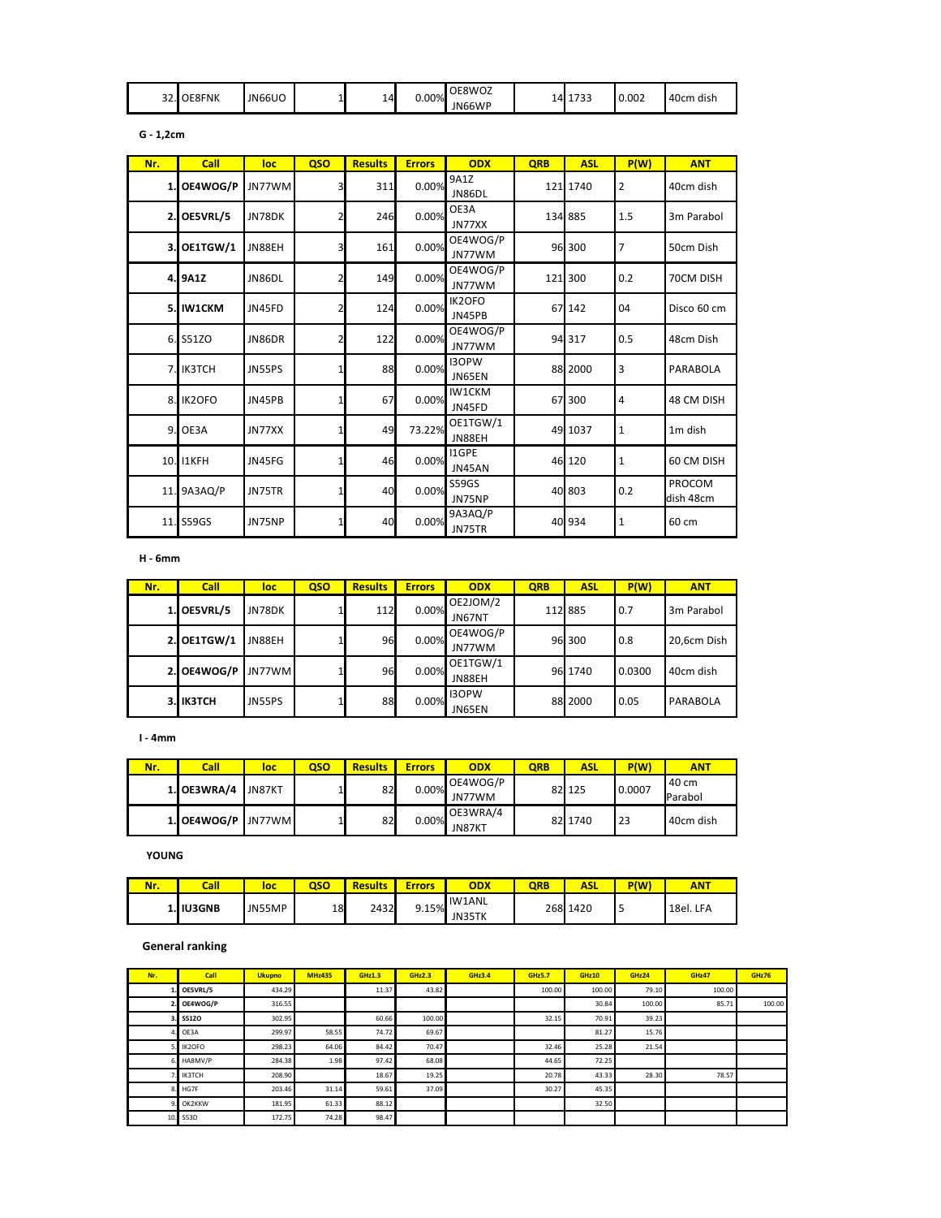| Nr. | Call | loc | QSO | Results | Errors | ODX | QRB | ASL | P(W) | ANT |
|---|---|---|---|---|---|---|---|---|---|---|
| 32. | OE8FNK | JN66UO | 1 | 14 | 0.00% | OE8WOZ JN66WP | 14 | 1733 | 0.002 | 40cm dish |

**G - 1,2cm**

| Nr. | Call | loc | QSO | Results | Errors | ODX | QRB | ASL | P(W) | ANT |
|---|---|---|---|---|---|---|---|---|---|---|
| 1. | **OE4WOG/P** | JN77WM | 3 | 311 | 0.00% | 9A1Z JN86DL | 121 | 1740 | 2 | 40cm dish |
| 2. | **OE5VRL/5** | JN78DK | 2 | 246 | 0.00% | OE3A JN77XX | 134 | 885 | 1.5 | 3m Parabol |
| 3. | **OE1TGW/1** | JN88EH | 3 | 161 | 0.00% | OE4WOG/P JN77WM | 96 | 300 | 7 | 50cm Dish |
| 4. | **9A1Z** | JN86DL | 2 | 149 | 0.00% | OE4WOG/P JN77WM | 121 | 300 | 0.2 | 70CM DISH |
| 5. | **IW1CKM** | JN45FD | 2 | 124 | 0.00% | IK2OFO JN45PB | 67 | 142 | 04 | Disco 60 cm |
| 6. | S51ZO | JN86DR | 2 | 122 | 0.00% | OE4WOG/P JN77WM | 94 | 317 | 0.5 | 48cm Dish |
| 7. | IK3TCH | JN55PS | 1 | 88 | 0.00% | I3OPW JN65EN | 88 | 2000 | 3 | PARABOLA |
| 8. | IK2OFO | JN45PB | 1 | 67 | 0.00% | IW1CKM JN45FD | 67 | 300 | 4 | 48 CM DISH |
| 9. | OE3A | JN77XX | 1 | 49 | 73.22% | OE1TGW/1 JN88EH | 49 | 1037 | 1 | 1m dish |
| 10. | I1KFH | JN45FG | 1 | 46 | 0.00% | I1GPE JN45AN | 46 | 120 | 1 | 60 CM DISH |
| 11. | 9A3AQ/P | JN75TR | 1 | 40 | 0.00% | S59GS JN75NP | 40 | 803 | 0.2 | PROCOM dish 48cm |
| 11. | S59GS | JN75NP | 1 | 40 | 0.00% | 9A3AQ/P JN75TR | 40 | 934 | 1 | 60 cm |

**H - 6mm**

| Nr. | Call | loc | QSO | Results | Errors | ODX | QRB | ASL | P(W) | ANT |
|---|---|---|---|---|---|---|---|---|---|---|
| 1. | **OE5VRL/5** | JN78DK | 1 | 112 | 0.00% | OE2JOM/2 JN67NT | 112 | 885 | 0.7 | 3m Parabol |
| 2. | **OE1TGW/1** | JN88EH | 1 | 96 | 0.00% | OE4WOG/P JN77WM | 96 | 300 | 0.8 | 20,6cm Dish |
| 2. | **OE4WOG/P** | JN77WM | 1 | 96 | 0.00% | OE1TGW/1 JN88EH | 96 | 1740 | 0.0300 | 40cm dish |
| 3. | **IK3TCH** | JN55PS | 1 | 88 | 0.00% | I3OPW JN65EN | 88 | 2000 | 0.05 | PARABOLA |

**I - 4mm**

| Nr. | Call | loc | QSO | Results | Errors | ODX | QRB | ASL | P(W) | ANT |
|---|---|---|---|---|---|---|---|---|---|---|
| 1. | **OE3WRA/4** | JN87KT | 1 | 82 | 0.00% | OE4WOG/P JN77WM | 82 | 125 | 0.0007 | 40 cm Parabol |
| 1. | **OE4WOG/P** | JN77WM | 1 | 82 | 0.00% | OE3WRA/4 JN87KT | 82 | 1740 | 23 | 40cm dish |

**YOUNG**

| Nr. | Call | loc | QSO | Results | Errors | ODX | QRB | ASL | P(W) | ANT |
|---|---|---|---|---|---|---|---|---|---|---|
| 1. | **IU3GNB** | JN55MP | 18 | 2432 | 9.15% | IW1ANL JN35TK | 268 | 1420 | 5 | 18el. LFA |

**General ranking**

| Nr. | Call | Ukupno | MHz435 | GHz1.3 | GHz2.3 | GHz3.4 | GHz5.7 | GHz10 | GHz24 | GHz47 | GHz76 |
|---|---|---|---|---|---|---|---|---|---|---|---|
| 1. | **OE5VRL/5** | 434.29 | | 11.37 | 43.82 | | 100.00 | 100.00 | 79.10 | 100.00 | |
| 2. | **OE4WOG/P** | 316.55 | | | | | | 30.84 | 100.00 | 85.71 | 100.00 |
| 3. | **S51ZO** | 302.95 | | 60.66 | 100.00 | | 32.15 | 70.91 | 39.23 | | |
| 4. | OE3A | 299.97 | 58.55 | 74.72 | 69.67 | | | 81.27 | 15.76 | | |
| 5. | IK2OFO | 298.23 | 64.06 | 84.42 | 70.47 | | 32.46 | 25.28 | 21.54 | | |
| 6. | HA8MV/P | 284.38 | 1.98 | 97.42 | 68.08 | | 44.65 | 72.25 | | | |
| 7. | IK3TCH | 208.90 | | 18.67 | 19.25 | | 20.78 | 43.33 | 28.30 | 78.57 | |
| 8. | HG7F | 203.46 | 31.14 | 59.61 | 37.09 | | 30.27 | 45.35 | | | |
| 9. | OK2KKW | 181.95 | 61.33 | 88.12 | | | | 32.50 | | | |
| 10. | S53D | 172.75 | 74.28 | 98.47 | | | | | | | |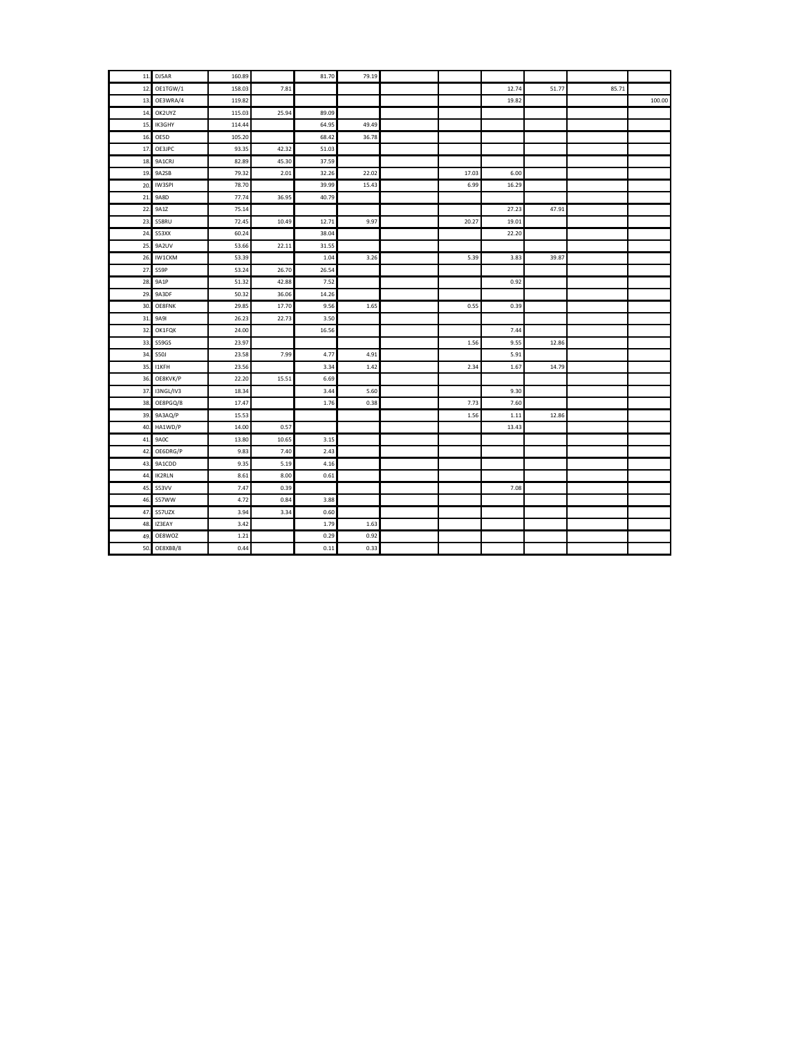| | | | | | | | | | | | |
|---|---|---|---|---|---|---|---|---|---|---|---|
| 11. | DJ5AR | 160.89 | | 81.70 | 79.19 | | | | | | |
| 12. | OE1TGW/1 | 158.03 | 7.81 | | | | | 12.74 | 51.77 | 85.71 | |
| 13. | OE3WRA/4 | 119.82 | | | | | | 19.82 | | | 100.00 |
| 14. | OK2UYZ | 115.03 | 25.94 | 89.09 | | | | | | | |
| 15. | IK3GHY | 114.44 | | 64.95 | 49.49 | | | | | | |
| 16. | OE5D | 105.20 | | 68.42 | 36.78 | | | | | | |
| 17. | OE3JPC | 93.35 | 42.32 | 51.03 | | | | | | | |
| 18. | 9A1CRJ | 82.89 | 45.30 | 37.59 | | | | | | | |
| 19. | 9A2SB | 79.32 | 2.01 | 32.26 | 22.02 | | 17.03 | 6.00 | | | |
| 20. | IW3SPI | 78.70 | | 39.99 | 15.43 | | 6.99 | 16.29 | | | |
| 21. | 9A8D | 77.74 | 36.95 | 40.79 | | | | | | | |
| 22. | 9A1Z | 75.14 | | | | | | 27.23 | 47.91 | | |
| 23. | S58RU | 72.45 | 10.49 | 12.71 | 9.97 | | 20.27 | 19.01 | | | |
| 24. | S53XX | 60.24 | | 38.04 | | | | 22.20 | | | |
| 25. | 9A2UV | 53.66 | 22.11 | 31.55 | | | | | | | |
| 26. | IW1CKM | 53.39 | | 1.04 | 3.26 | | 5.39 | 3.83 | 39.87 | | |
| 27. | S59P | 53.24 | 26.70 | 26.54 | | | | | | | |
| 28. | 9A1P | 51.32 | 42.88 | 7.52 | | | | 0.92 | | | |
| 29. | 9A3DF | 50.32 | 36.06 | 14.26 | | | | | | | |
| 30. | OE8FNK | 29.85 | 17.70 | 9.56 | 1.65 | | 0.55 | 0.39 | | | |
| 31. | 9A9I | 26.23 | 22.73 | 3.50 | | | | | | | |
| 32. | OK1FQK | 24.00 | | 16.56 | | | | 7.44 | | | |
| 33. | S59GS | 23.97 | | | | | 1.56 | 9.55 | 12.86 | | |
| 34. | S50J | 23.58 | 7.99 | 4.77 | 4.91 | | | 5.91 | | | |
| 35. | I1KFH | 23.56 | | 3.34 | 1.42 | | 2.34 | 1.67 | 14.79 | | |
| 36. | OE8KVK/P | 22.20 | 15.51 | 6.69 | | | | | | | |
| 37. | I3NGL/IV3 | 18.34 | | 3.44 | 5.60 | | | 9.30 | | | |
| 38. | OE8PGQ/8 | 17.47 | | 1.76 | 0.38 | | 7.73 | 7.60 | | | |
| 39. | 9A3AQ/P | 15.53 | | | | | 1.56 | 1.11 | 12.86 | | |
| 40. | HA1WD/P | 14.00 | 0.57 | | | | | 13.43 | | | |
| 41. | 9A0C | 13.80 | 10.65 | 3.15 | | | | | | | |
| 42. | OE6DRG/P | 9.83 | 7.40 | 2.43 | | | | | | | |
| 43. | 9A1CDD | 9.35 | 5.19 | 4.16 | | | | | | | |
| 44. | IK2RLN | 8.61 | 8.00 | 0.61 | | | | | | | |
| 45. | S53VV | 7.47 | 0.39 | | | | | 7.08 | | | |
| 46. | S57WW | 4.72 | 0.84 | 3.88 | | | | | | | |
| 47. | S57UZX | 3.94 | 3.34 | 0.60 | | | | | | | |
| 48. | IZ3EAY | 3.42 | | 1.79 | 1.63 | | | | | | |
| 49. | OE8WOZ | 1.21 | | 0.29 | 0.92 | | | | | | |
| 50. | OE8XBB/8 | 0.44 | | 0.11 | 0.33 | | | | | | |